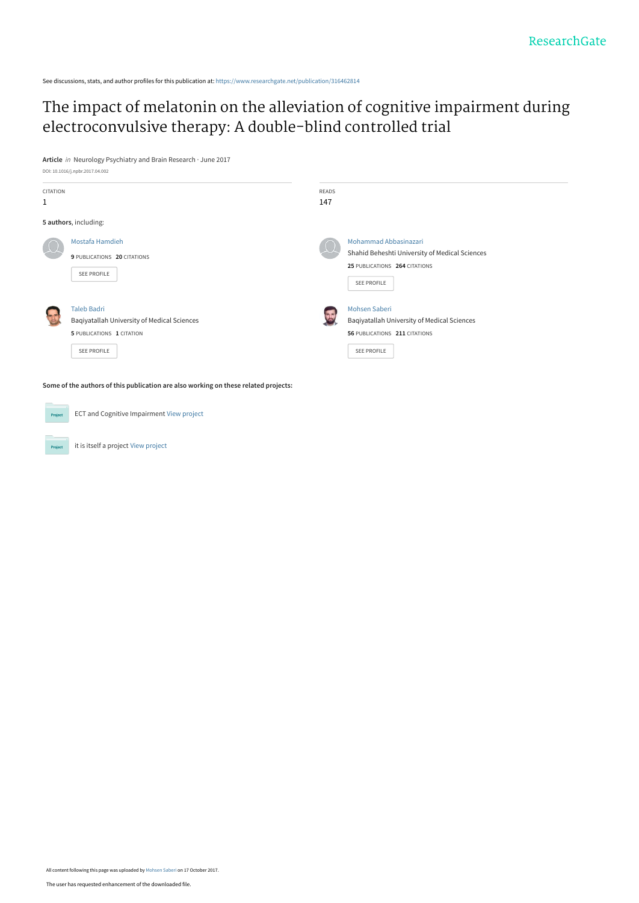See discussions, stats, and author profiles for this publication at: https://www.researchgate.net/publication/316462814

# The impact of melatonin on the alleviation of cognitive impairment during electroconvulsive therapy: A double-blind controlled trial

**Article** *in* Neurology Psychiatry and Brain Research · June 2017

DOI: 10.1016/j.npbr.2017.04.002

CITATION
1

READS
147

**5 authors**, including:

Mostafa Hamdieh
**9** PUBLICATIONS **20** CITATIONS
SEE PROFILE

Mohammad Abbasinazari
Shahid Beheshti University of Medical Sciences
**25** PUBLICATIONS **264** CITATIONS
SEE PROFILE

Taleb Badri
Baqiyatallah University of Medical Sciences
**5** PUBLICATIONS **1** CITATION
SEE PROFILE

Mohsen Saberi
Baqiyatallah University of Medical Sciences
**56** PUBLICATIONS **211** CITATIONS
SEE PROFILE

**Some of the authors of this publication are also working on these related projects:**

ECT and Cognitive Impairment View project

it is itself a project View project

All content following this page was uploaded by Mohsen Saberi on 17 October 2017.

The user has requested enhancement of the downloaded file.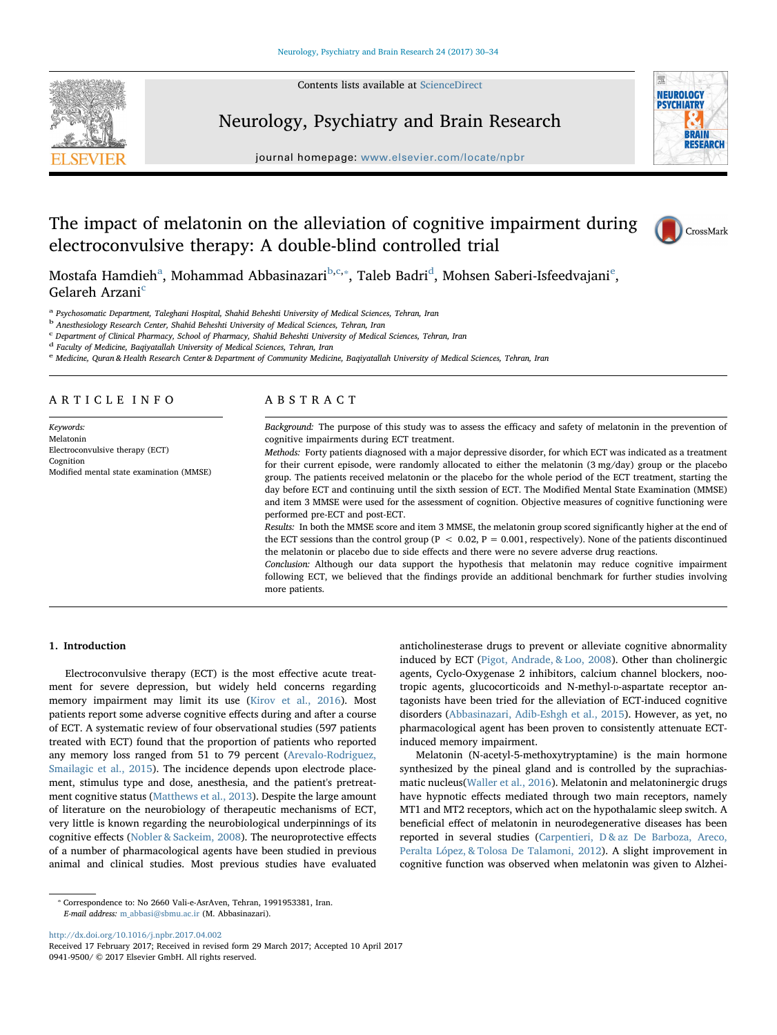# The impact of melatonin on the alleviation of cognitive impairment during electroconvulsive therapy: A double-blind controlled trial

Mostafa Hamdieh[a], Mohammad Abbasinazari[b,c,*], Taleb Badri[d], Mohsen Saberi-Isfeedvajani[e], Gelareh Arzani[c]

[a] Psychosomatic Department, Taleghani Hospital, Shahid Beheshti University of Medical Sciences, Tehran, Iran
[b] Anesthesiology Research Center, Shahid Beheshti University of Medical Sciences, Tehran, Iran
[c] Department of Clinical Pharmacy, School of Pharmacy, Shahid Beheshti University of Medical Sciences, Tehran, Iran
[d] Faculty of Medicine, Baqiyatallah University of Medical Sciences, Tehran, Iran
[e] Medicine, Quran & Health Research Center & Department of Community Medicine, Baqiyatallah University of Medical Sciences, Tehran, Iran

## ARTICLE INFO

*Keywords:*
Melatonin
Electroconvulsive therapy (ECT)
Cognition
Modified mental state examination (MMSE)

## ABSTRACT

*Background:* The purpose of this study was to assess the efficacy and safety of melatonin in the prevention of cognitive impairments during ECT treatment.

*Methods:* Forty patients diagnosed with a major depressive disorder, for which ECT was indicated as a treatment for their current episode, were randomly allocated to either the melatonin (3 mg/day) group or the placebo group. The patients received melatonin or the placebo for the whole period of the ECT treatment, starting the day before ECT and continuing until the sixth session of ECT. The Modified Mental State Examination (MMSE) and item 3 MMSE were used for the assessment of cognition. Objective measures of cognitive functioning were performed pre-ECT and post-ECT.

*Results:* In both the MMSE score and item 3 MMSE, the melatonin group scored significantly higher at the end of the ECT sessions than the control group ($P < 0.02$, $P = 0.001$, respectively). None of the patients discontinued the melatonin or placebo due to side effects and there were no severe adverse drug reactions.

*Conclusion:* Although our data support the hypothesis that melatonin may reduce cognitive impairment following ECT, we believed that the findings provide an additional benchmark for further studies involving more patients.

## 1. Introduction

Electroconvulsive therapy (ECT) is the most effective acute treatment for severe depression, but widely held concerns regarding memory impairment may limit its use (Kirov et al., 2016). Most patients report some adverse cognitive effects during and after a course of ECT. A systematic review of four observational studies (597 patients treated with ECT) found that the proportion of patients who reported any memory loss ranged from 51 to 79 percent (Arevalo-Rodriguez, Smailagic et al., 2015). The incidence depends upon electrode placement, stimulus type and dose, anesthesia, and the patient's pretreatment cognitive status (Matthews et al., 2013). Despite the large amount of literature on the neurobiology of therapeutic mechanisms of ECT, very little is known regarding the neurobiological underpinnings of its cognitive effects (Nobler & Sackeim, 2008). The neuroprotective effects of a number of pharmacological agents have been studied in previous animal and clinical studies. Most previous studies have evaluated anticholinesterase drugs to prevent or alleviate cognitive abnormality induced by ECT (Pigot, Andrade, & Loo, 2008). Other than cholinergic agents, Cyclo-Oxygenase 2 inhibitors, calcium channel blockers, nootropic agents, glucocorticoids and N-methyl-D-aspartate receptor antagonists have been tried for the alleviation of ECT-induced cognitive disorders (Abbasinazari, Adib-Eshgh et al., 2015). However, as yet, no pharmacological agent has been proven to consistently attenuate ECT-induced memory impairment.

Melatonin (N-acetyl-5-methoxytryptamine) is the main hormone synthesized by the pineal gland and is controlled by the suprachiasmatic nucleus(Waller et al., 2016). Melatonin and melatoninergic drugs have hypnotic effects mediated through two main receptors, namely MT1 and MT2 receptors, which act on the hypothalamic sleep switch. A beneficial effect of melatonin in neurodegenerative diseases has been reported in several studies (Carpentieri, D & az De Barboza, Areco, Peralta López, & Tolosa De Talamoni, 2012). A slight improvement in cognitive function was observed when melatonin was given to Alzhei-

* Correspondence to: No 2660 Vali-e-AsrAven, Tehran, 1991953381, Iran.
*E-mail address:* m_abbasi@sbmu.ac.ir (M. Abbasinazari).

http://dx.doi.org/10.1016/j.npbr.2017.04.002
Received 17 February 2017; Received in revised form 29 March 2017; Accepted 10 April 2017
0941-9500/ © 2017 Elsevier GmbH. All rights reserved.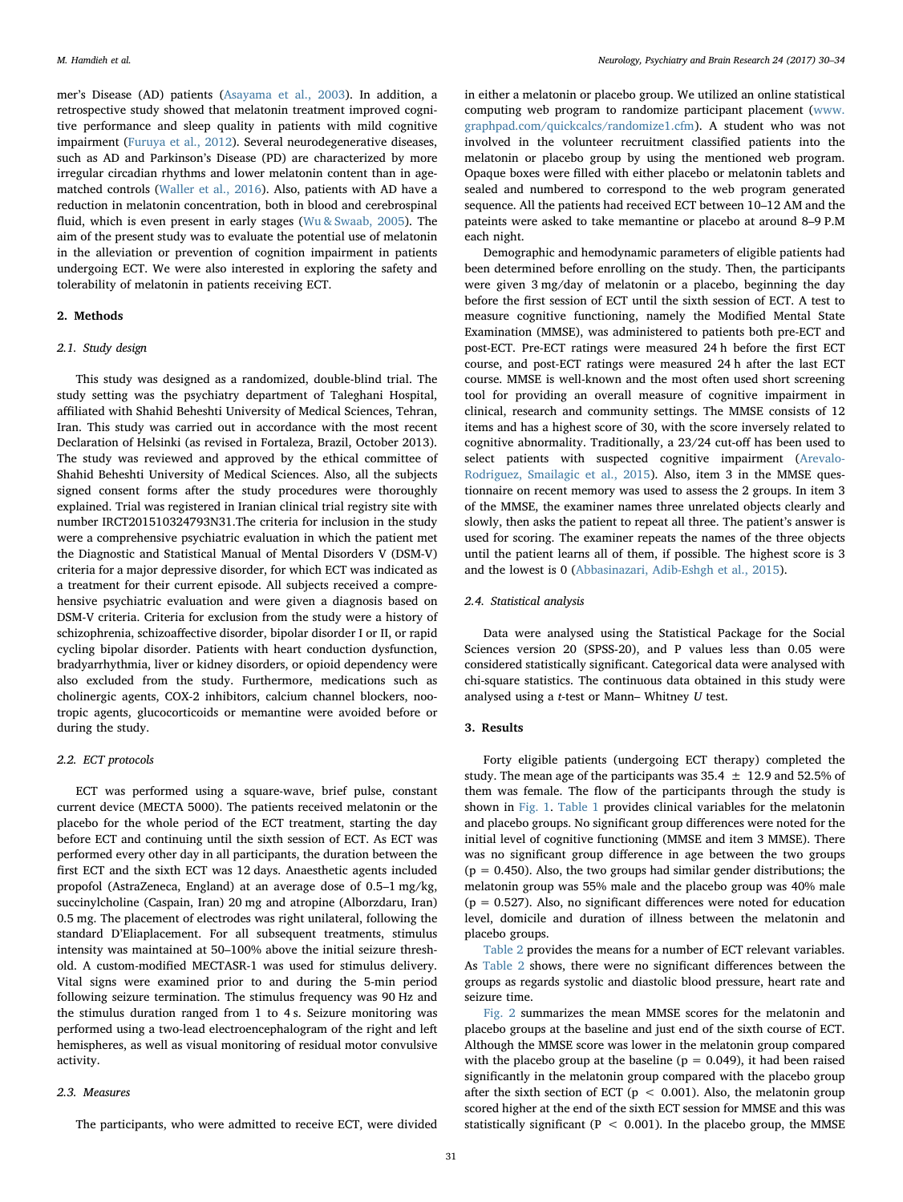mer's Disease (AD) patients (Asayama et al., 2003). In addition, a retrospective study showed that melatonin treatment improved cognitive performance and sleep quality in patients with mild cognitive impairment (Furuya et al., 2012). Several neurodegenerative diseases, such as AD and Parkinson's Disease (PD) are characterized by more irregular circadian rhythms and lower melatonin content than in age-matched controls (Waller et al., 2016). Also, patients with AD have a reduction in melatonin concentration, both in blood and cerebrospinal fluid, which is even present in early stages (Wu & Swaab, 2005). The aim of the present study was to evaluate the potential use of melatonin in the alleviation or prevention of cognition impairment in patients undergoing ECT. We were also interested in exploring the safety and tolerability of melatonin in patients receiving ECT.

## 2. Methods

### 2.1. Study design

This study was designed as a randomized, double-blind trial. The study setting was the psychiatry department of Taleghani Hospital, affiliated with Shahid Beheshti University of Medical Sciences, Tehran, Iran. This study was carried out in accordance with the most recent Declaration of Helsinki (as revised in Fortaleza, Brazil, October 2013). The study was reviewed and approved by the ethical committee of Shahid Beheshti University of Medical Sciences. Also, all the subjects signed consent forms after the study procedures were thoroughly explained. Trial was registered in Iranian clinical trial registry site with number IRCT201510324793N31.The criteria for inclusion in the study were a comprehensive psychiatric evaluation in which the patient met the Diagnostic and Statistical Manual of Mental Disorders V (DSM-V) criteria for a major depressive disorder, for which ECT was indicated as a treatment for their current episode. All subjects received a comprehensive psychiatric evaluation and were given a diagnosis based on DSM-V criteria. Criteria for exclusion from the study were a history of schizophrenia, schizoaffective disorder, bipolar disorder I or II, or rapid cycling bipolar disorder. Patients with heart conduction dysfunction, bradyarrhythmia, liver or kidney disorders, or opioid dependency were also excluded from the study. Furthermore, medications such as cholinergic agents, COX-2 inhibitors, calcium channel blockers, nootropic agents, glucocorticoids or memantine were avoided before or during the study.

### 2.2. ECT protocols

ECT was performed using a square-wave, brief pulse, constant current device (MECTA 5000). The patients received melatonin or the placebo for the whole period of the ECT treatment, starting the day before ECT and continuing until the sixth session of ECT. As ECT was performed every other day in all participants, the duration between the first ECT and the sixth ECT was 12 days. Anaesthetic agents included propofol (AstraZeneca, England) at an average dose of 0.5–1 mg/kg, succinylcholine (Caspain, Iran) 20 mg and atropine (Alborzdaru, Iran) 0.5 mg. The placement of electrodes was right unilateral, following the standard D'Eliaplacement. For all subsequent treatments, stimulus intensity was maintained at 50–100% above the initial seizure threshold. A custom-modified MECTASR-1 was used for stimulus delivery. Vital signs were examined prior to and during the 5-min period following seizure termination. The stimulus frequency was 90 Hz and the stimulus duration ranged from 1 to 4 s. Seizure monitoring was performed using a two-lead electroencephalogram of the right and left hemispheres, as well as visual monitoring of residual motor convulsive activity.

### 2.3. Measures

The participants, who were admitted to receive ECT, were divided in either a melatonin or placebo group. We utilized an online statistical computing web program to randomize participant placement (www.graphpad.com/quickcalcs/randomize1.cfm). A student who was not involved in the volunteer recruitment classified patients into the melatonin or placebo group by using the mentioned web program. Opaque boxes were filled with either placebo or melatonin tablets and sealed and numbered to correspond to the web program generated sequence. All the patients had received ECT between 10–12 AM and the pateints were asked to take memantine or placebo at around 8–9 P.M each night.

Demographic and hemodynamic parameters of eligible patients had been determined before enrolling on the study. Then, the participants were given 3 mg/day of melatonin or a placebo, beginning the day before the first session of ECT until the sixth session of ECT. A test to measure cognitive functioning, namely the Modified Mental State Examination (MMSE), was administered to patients both pre-ECT and post-ECT. Pre-ECT ratings were measured 24 h before the first ECT course, and post-ECT ratings were measured 24 h after the last ECT course. MMSE is well-known and the most often used short screening tool for providing an overall measure of cognitive impairment in clinical, research and community settings. The MMSE consists of 12 items and has a highest score of 30, with the score inversely related to cognitive abnormality. Traditionally, a 23/24 cut-off has been used to select patients with suspected cognitive impairment (Arevalo-Rodriguez, Smailagic et al., 2015). Also, item 3 in the MMSE questionnaire on recent memory was used to assess the 2 groups. In item 3 of the MMSE, the examiner names three unrelated objects clearly and slowly, then asks the patient to repeat all three. The patient's answer is used for scoring. The examiner repeats the names of the three objects until the patient learns all of them, if possible. The highest score is 3 and the lowest is 0 (Abbasinazari, Adib-Eshgh et al., 2015).

### 2.4. Statistical analysis

Data were analysed using the Statistical Package for the Social Sciences version 20 (SPSS-20), and P values less than 0.05 were considered statistically significant. Categorical data were analysed with chi-square statistics. The continuous data obtained in this study were analysed using a *t*-test or Mann– Whitney *U* test.

## 3. Results

Forty eligible patients (undergoing ECT therapy) completed the study. The mean age of the participants was 35.4 ± 12.9 and 52.5% of them was female. The flow of the participants through the study is shown in Fig. 1. Table 1 provides clinical variables for the melatonin and placebo groups. No significant group differences were noted for the initial level of cognitive functioning (MMSE and item 3 MMSE). There was no significant group difference in age between the two groups ($p = 0.450$). Also, the two groups had similar gender distributions; the melatonin group was 55% male and the placebo group was 40% male ($p = 0.527$). Also, no significant differences were noted for education level, domicile and duration of illness between the melatonin and placebo groups.

Table 2 provides the means for a number of ECT relevant variables. As Table 2 shows, there were no significant differences between the groups as regards systolic and diastolic blood pressure, heart rate and seizure time.

Fig. 2 summarizes the mean MMSE scores for the melatonin and placebo groups at the baseline and just end of the sixth course of ECT. Although the MMSE score was lower in the melatonin group compared with the placebo group at the baseline ($p = 0.049$), it had been raised significantly in the melatonin group compared with the placebo group after the sixth section of ECT ($p < 0.001$). Also, the melatonin group scored higher at the end of the sixth ECT session for MMSE and this was statistically significant ($P < 0.001$). In the placebo group, the MMSE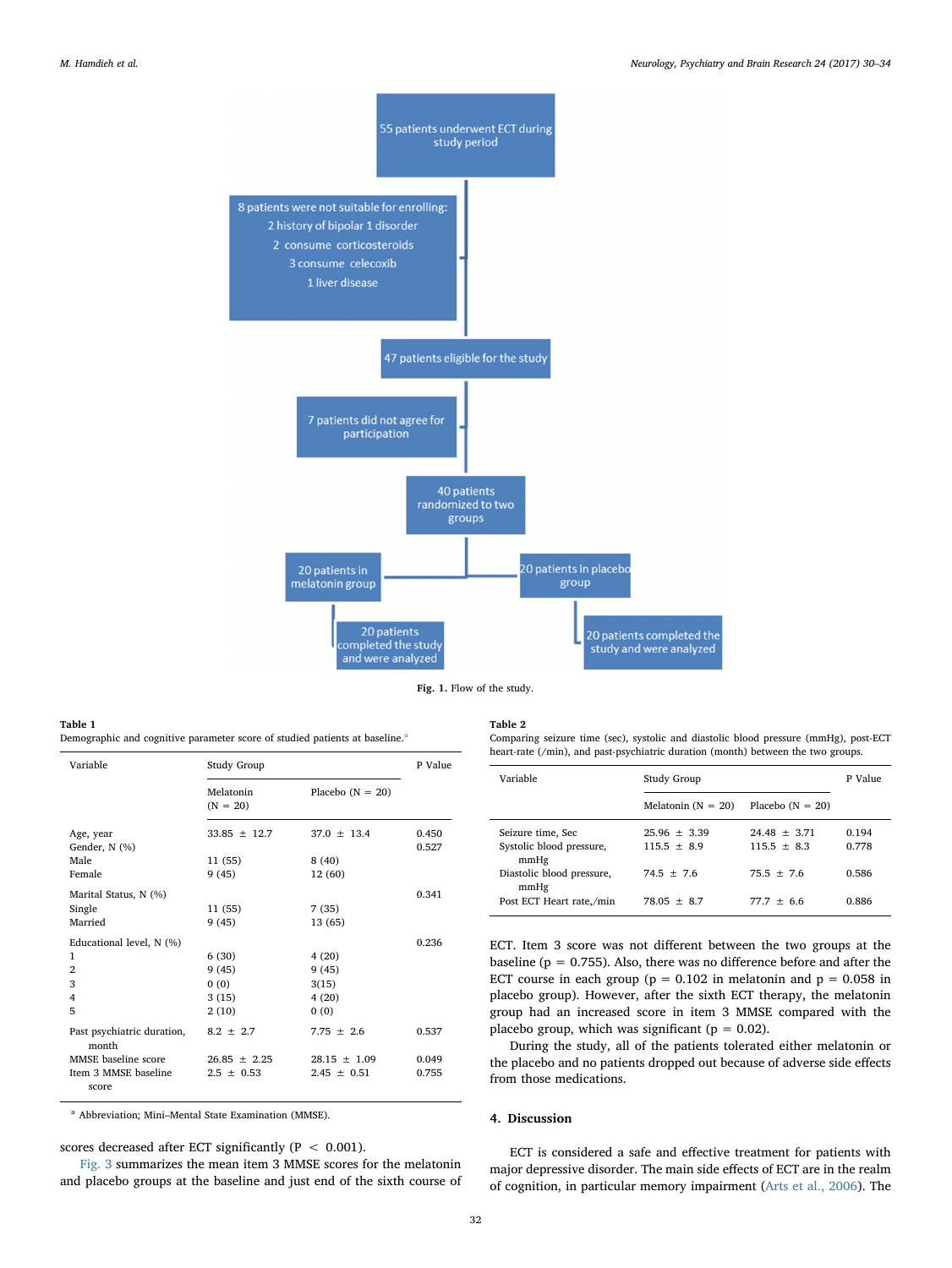**Fig. 1.** Flow of the study.

**Table 1**
Demographic and cognitive parameter score of studied patients at baseline.[a]

| Variable | Study Group | | P Value |
|---|---|---|---|
| | Melatonin (N = 20) | Placebo (N = 20) | |
| Age, year | 33.85 ± 12.7 | 37.0 ± 13.4 | 0.450 |
| Gender, N (%) | | | 0.527 |
| Male | 11 (55) | 8 (40) | |
| Female | 9 (45) | 12 (60) | |
| Marital Status, N (%) | | | 0.341 |
| Single | 11 (55) | 7 (35) | |
| Married | 9 (45) | 13 (65) | |
| Educational level, N (%) | | | 0.236 |
| 1 | 6 (30) | 4 (20) | |
| 2 | 9 (45) | 9 (45) | |
| 3 | 0 (0) | 3(15) | |
| 4 | 3 (15) | 4 (20) | |
| 5 | 2 (10) | 0 (0) | |
| Past psychiatric duration, month | 8.2 ± 2.7 | 7.75 ± 2.6 | 0.537 |
| MMSE baseline score | 26.85 ± 2.25 | 28.15 ± 1.09 | 0.049 |
| Item 3 MMSE baseline score | 2.5 ± 0.53 | 2.45 ± 0.51 | 0.755 |

[a] Abbreviation; Mini–Mental State Examination (MMSE).

scores decreased after ECT significantly (P < 0.001).

Fig. 3 summarizes the mean item 3 MMSE scores for the melatonin and placebo groups at the baseline and just end of the sixth course of ECT. Item 3 score was not different between the two groups at the baseline (p = 0.755). Also, there was no difference before and after the ECT course in each group (p = 0.102 in melatonin and p = 0.058 in placebo group). However, after the sixth ECT therapy, the melatonin group had an increased score in item 3 MMSE compared with the placebo group, which was significant (p = 0.02).

During the study, all of the patients tolerated either melatonin or the placebo and no patients dropped out because of adverse side effects from those medications.

**Table 2**
Comparing seizure time (sec), systolic and diastolic blood pressure (mmHg), post-ECT heart-rate (/min), and past-psychiatric duration (month) between the two groups.

| Variable | Study Group | | P Value |
|---|---|---|---|
| | Melatonin (N = 20) | Placebo (N = 20) | |
| Seizure time, Sec | 25.96 ± 3.39 | 24.48 ± 3.71 | 0.194 |
| Systolic blood pressure, mmHg | 115.5 ± 8.9 | 115.5 ± 8.3 | 0.778 |
| Diastolic blood pressure, mmHg | 74.5 ± 7.6 | 75.5 ± 7.6 | 0.586 |
| Post ECT Heart rate,/min | 78.05 ± 8.7 | 77.7 ± 6.6 | 0.886 |

## 4. Discussion

ECT is considered a safe and effective treatment for patients with major depressive disorder. The main side effects of ECT are in the realm of cognition, in particular memory impairment (Arts et al., 2006). The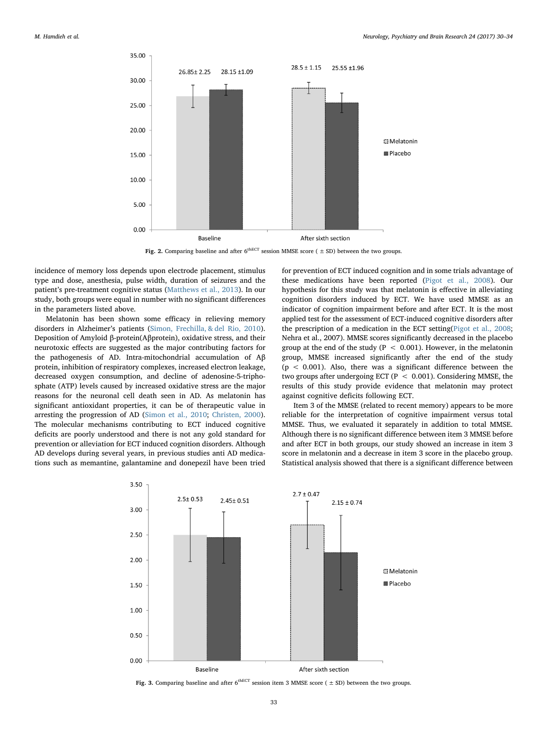Fig. 2. Comparing baseline and after $6^{thECT}$ session MMSE score ( ± SD) between the two groups.

incidence of memory loss depends upon electrode placement, stimulus type and dose, anesthesia, pulse width, duration of seizures and the patient's pre-treatment cognitive status (Matthews et al., 2013). In our study, both groups were equal in number with no significant differences in the parameters listed above.

Melatonin has been shown some efficacy in relieving memory disorders in Alzheimer's patients (Simon, Frechilla, & del Rio, 2010). Deposition of Amyloid β-protein(Aβprotein), oxidative stress, and their neurotoxic effects are suggested as the major contributing factors for the pathogenesis of AD. Intra-mitochondrial accumulation of Aβ protein, inhibition of respiratory complexes, increased electron leakage, decreased oxygen consumption, and decline of adenosine-5-triphosphate (ATP) levels caused by increased oxidative stress are the major reasons for the neuronal cell death seen in AD. As melatonin has significant antioxidant properties, it can be of therapeutic value in arresting the progression of AD (Simon et al., 2010; Christen, 2000). The molecular mechanisms contributing to ECT induced cognitive deficits are poorly understood and there is not any gold standard for prevention or alleviation for ECT induced cognition disorders. Although AD develops during several years, in previous studies anti AD medications such as memantine, galantamine and donepezil have been tried for prevention of ECT induced cognition and in some trials advantage of these medications have been reported (Pigot et al., 2008). Our hypothesis for this study was that melatonin is effective in alleviating cognition disorders induced by ECT. We have used MMSE as an indicator of cognition impairment before and after ECT. It is the most applied test for the assessment of ECT-induced cognitive disorders after the prescription of a medication in the ECT setting(Pigot et al., 2008; Nehra et al., 2007). MMSE scores significantly decreased in the placebo group at the end of the study ($P < 0.001$). However, in the melatonin group, MMSE increased significantly after the end of the study ($p < 0.001$). Also, there was a significant difference between the two groups after undergoing ECT ($P < 0.001$). Considering MMSE, the results of this study provide evidence that melatonin may protect against cognitive deficits following ECT.

Item 3 of the MMSE (related to recent memory) appears to be more reliable for the interpretation of cognitive impairment versus total MMSE. Thus, we evaluated it separately in addition to total MMSE. Although there is no significant difference between item 3 MMSE before and after ECT in both groups, our study showed an increase in item 3 score in melatonin and a decrease in item 3 score in the placebo group. Statistical analysis showed that there is a significant difference between

Fig. 3. Comparing baseline and after $6^{thECT}$ session item 3 MMSE score ( ± SD) between the two groups.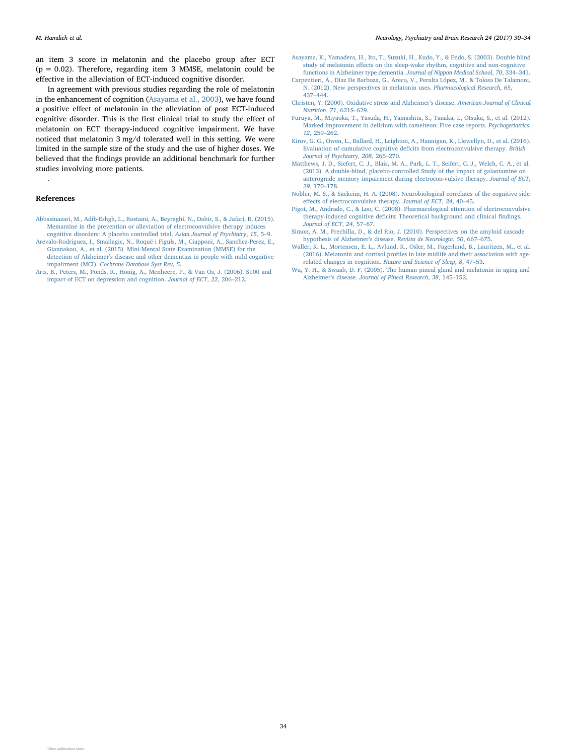an item 3 score in melatonin and the placebo group after ECT ($p = 0.02$). Therefore, regarding item 3 MMSE, melatonin could be effective in the alleviation of ECT-induced cognitive disorder.

In agreement with previous studies regarding the role of melatonin in the enhancement of cognition (Asayama et al., 2003), we have found a positive effect of melatonin in the alleviation of post ECT-induced cognitive disorder. This is the first clinical trial to study the effect of melatonin on ECT therapy-induced cognitive impairment. We have noticed that melatonin 3 mg/d tolerated well in this setting. We were limited in the sample size of the study and the use of higher doses. We believed that the findings provide an additional benchmark for further studies involving more patients.

.

## References

Abbasinazari, M., Adib-Eshgh, L., Rostami, A., Beyraghi, N., Dabir, S., & Jafari, R. (2015). Memantine in the prevention or alleviation of electroconvulsive therapy induces cognitive disorders: A placebo controlled trial. *Asian Journal of Psychiatry*, *15*, 5–9.

Arevalo-Rodriguez, I., Smailagic, N., Roqué i Figuls, M., Ciapponi, A., Sanchez-Perez, E., Giannakou, A., et al. (2015). Mini-Mental State Examination (MMSE) for the detection of Alzheimer's disease and other dementias in people with mild cognitive impairment (MCI). *Cochrane Database Syst Rev*, *5*.

Arts, B., Peters, M., Ponds, R., Honig, A., Menheere, P., & Van Os, J. (2006). S100 and impact of ECT on depression and cognition. *Journal of ECT*, *22*, 206–212.

Asayama, K., Yamadera, H., Ito, T., Suzuki, H., Kudo, Y., & Endo, S. (2003). Double blind study of melatonin effects on the sleep-wake rhythm, cognitive and non-cognitive functions in Alzheimer type dementia. *Journal of Nippon Medical School*, *70*, 334–341.

Carpentieri, A., Díaz De Barboza, G., Areco, V., Peralta López, M., & Tolosa De Talamoni, N. (2012). New perspectives in melatonin uses. *Pharmacological Research*, *65*, 437–444.

Christen, Y. (2000). Oxidative stress and Alzheimer's disease. *American Journal of Clinical Nutrition*, *71*, 621S–629.

Furuya, M., Miyaoka, T., Yasuda, H., Yamashita, S., Tanaka, I., Otsuka, S., et al. (2012). Marked improvement in delirium with ramelteon: Five case reports. *Psychogeriatrics*, *12*, 259–262.

Kirov, G. G., Owen, L., Ballard, H., Leighton, A., Hannigan, K., Llewellyn, D., et al. (2016). Evaluation of cumulative cognitive deficits from electroconvulsive therapy. *British Journal of Psychiatry*, *208*, 266–270.

Matthews, J. D., Siefert, C. J., Blais, M. A., Park, L. T., Seifert, C. J., Welch, C. A., et al. (2013). A double-blind, placebo-controlled Study of the impact of galantamine on anterograde memory impairment during electrocon-vulsive therapy. *Journal of ECT*, *29*, 170–178.

Nobler, M. S., & Sackeim, H. A. (2008). Neurobiological correlates of the cognitive side effects of electroconvulsive therapy. *Journal of ECT*, *24*, 40–45.

Pigot, M., Andrade, C., & Loo, C. (2008). Pharmacological attention of electroconvulsive therapy-induced cognitive deficits: Theoretical background and clinical findings. *Journal of ECT*, *24*, 57–67.

Simon, A. M., Frechilla, D., & del Rio, J. (2010). Perspectives on the amyloid cascade hypothesis of Alzheimer's disease. *Revista de Neurologia*, *50*, 667–675.

Waller, K. L., Mortensen, E. L., Avlund, K., Osler, M., Fagerlund, B., Lauritzen, M., et al. (2016). Melatonin and cortisol profiles in late midlife and their association with age-related changes in cognition. *Nature and Science of Sleep*, *8*, 47–53.

Wu, Y. H., & Swaab, D. F. (2005). The human pineal gland and melatonin in aging and Alzheimer's disease. *Journal of Pineal Research*, *38*, 145–152.